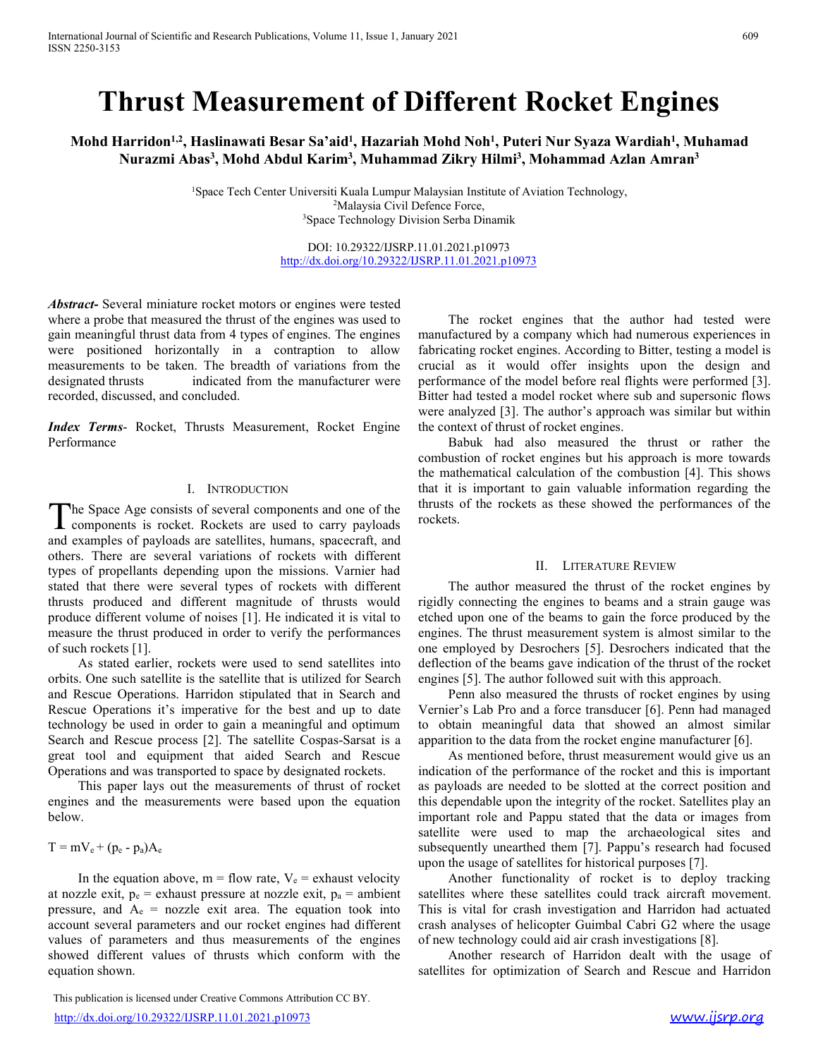# Thrust Measurement of Different Rocket Engines

**Mohd Harridon[1,2], Haslinawati Besar Sa'aid[1], Hazariah Mohd Noh[1], Puteri Nur Syaza Wardiah[1], Muhamad Nurazmi Abas[3], Mohd Abdul Karim[3], Muhammad Zikry Hilmi[3], Mohammad Azlan Amran[3]**

[1]Space Tech Center Universiti Kuala Lumpur Malaysian Institute of Aviation Technology,
[2]Malaysia Civil Defence Force,
[3]Space Technology Division Serba Dinamik

DOI: 10.29322/IJSRP.11.01.2021.p10973
http://dx.doi.org/10.29322/IJSRP.11.01.2021.p10973

***Abstract***- Several miniature rocket motors or engines were tested where a probe that measured the thrust of the engines was used to gain meaningful thrust data from 4 types of engines. The engines were positioned horizontally in a contraption to allow measurements to be taken. The breadth of variations from the designated thrusts indicated from the manufacturer were recorded, discussed, and concluded.

***Index Terms***- Rocket, Thrusts Measurement, Rocket Engine Performance

## I. Introduction

The Space Age consists of several components and one of the components is rocket. Rockets are used to carry payloads and examples of payloads are satellites, humans, spacecraft, and others. There are several variations of rockets with different types of propellants depending upon the missions. Varnier had stated that there were several types of rockets with different thrusts produced and different magnitude of thrusts would produce different volume of noises [1]. He indicated it is vital to measure the thrust produced in order to verify the performances of such rockets [1].

As stated earlier, rockets were used to send satellites into orbits. One such satellite is the satellite that is utilized for Search and Rescue Operations. Harridon stipulated that in Search and Rescue Operations it's imperative for the best and up to date technology be used in order to gain a meaningful and optimum Search and Rescue process [2]. The satellite Cospas-Sarsat is a great tool and equipment that aided Search and Rescue Operations and was transported to space by designated rockets.

This paper lays out the measurements of thrust of rocket engines and the measurements were based upon the equation below.

$$T = mV_e + (p_e - p_a)A_e$$

In the equation above, m = flow rate, $V_e$ = exhaust velocity at nozzle exit, $p_e$ = exhaust pressure at nozzle exit, $p_a$ = ambient pressure, and $A_e$ = nozzle exit area. The equation took into account several parameters and our rocket engines had different values of parameters and thus measurements of the engines showed different values of thrusts which conform with the equation shown.

The rocket engines that the author had tested were manufactured by a company which had numerous experiences in fabricating rocket engines. According to Bitter, testing a model is crucial as it would offer insights upon the design and performance of the model before real flights were performed [3]. Bitter had tested a model rocket where sub and supersonic flows were analyzed [3]. The author's approach was similar but within the context of thrust of rocket engines.

Babuk had also measured the thrust or rather the combustion of rocket engines but his approach is more towards the mathematical calculation of the combustion [4]. This shows that it is important to gain valuable information regarding the thrusts of the rockets as these showed the performances of the rockets.

## II. Literature Review

The author measured the thrust of the rocket engines by rigidly connecting the engines to beams and a strain gauge was etched upon one of the beams to gain the force produced by the engines. The thrust measurement system is almost similar to the one employed by Desrochers [5]. Desrochers indicated that the deflection of the beams gave indication of the thrust of the rocket engines [5]. The author followed suit with this approach.

Penn also measured the thrusts of rocket engines by using Vernier's Lab Pro and a force transducer [6]. Penn had managed to obtain meaningful data that showed an almost similar apparition to the data from the rocket engine manufacturer [6].

As mentioned before, thrust measurement would give us an indication of the performance of the rocket and this is important as payloads are needed to be slotted at the correct position and this dependable upon the integrity of the rocket. Satellites play an important role and Pappu stated that the data or images from satellite were used to map the archaeological sites and subsequently unearthed them [7]. Pappu's research had focused upon the usage of satellites for historical purposes [7].

Another functionality of rocket is to deploy tracking satellites where these satellites could track aircraft movement. This is vital for crash investigation and Harridon had actuated crash analyses of helicopter Guimbal Cabri G2 where the usage of new technology could aid air crash investigations [8].

Another research of Harridon dealt with the usage of satellites for optimization of Search and Rescue and Harridon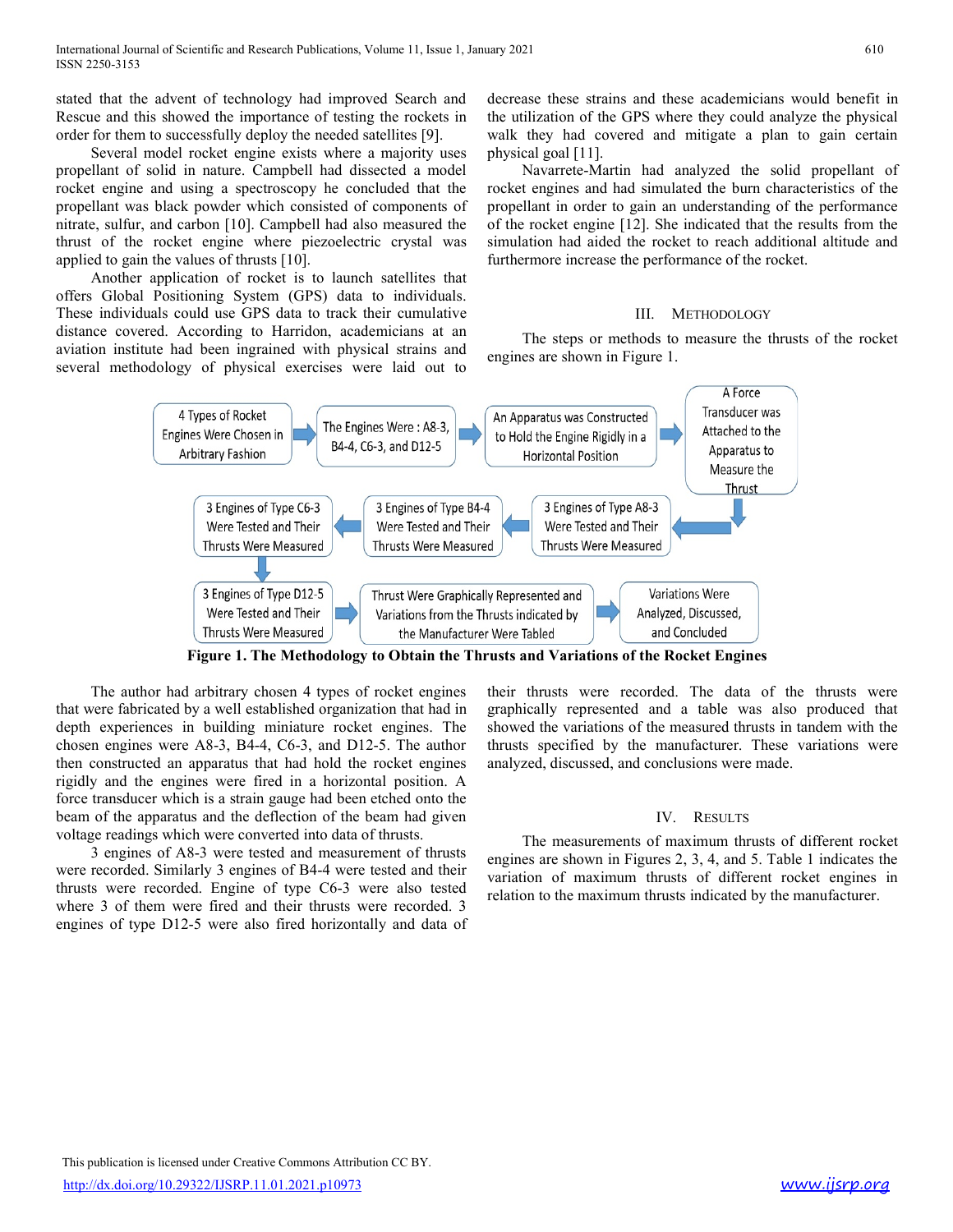stated that the advent of technology had improved Search and Rescue and this showed the importance of testing the rockets in order for them to successfully deploy the needed satellites [9].

Several model rocket engine exists where a majority uses propellant of solid in nature. Campbell had dissected a model rocket engine and using a spectroscopy he concluded that the propellant was black powder which consisted of components of nitrate, sulfur, and carbon [10]. Campbell had also measured the thrust of the rocket engine where piezoelectric crystal was applied to gain the values of thrusts [10].

Another application of rocket is to launch satellites that offers Global Positioning System (GPS) data to individuals. These individuals could use GPS data to track their cumulative distance covered. According to Harridon, academicians at an aviation institute had been ingrained with physical strains and several methodology of physical exercises were laid out to decrease these strains and these academicians would benefit in the utilization of the GPS where they could analyze the physical walk they had covered and mitigate a plan to gain certain physical goal [11].

Navarrete-Martin had analyzed the solid propellant of rocket engines and had simulated the burn characteristics of the propellant in order to gain an understanding of the performance of the rocket engine [12]. She indicated that the results from the simulation had aided the rocket to reach additional altitude and furthermore increase the performance of the rocket.

## III. Methodology

The steps or methods to measure the thrusts of the rocket engines are shown in Figure 1.

4 Types of Rocket Engines Were Chosen in Arbitrary Fashion → The Engines Were : A8-3, B4-4, C6-3, and D12-5 → An Apparatus was Constructed to Hold the Engine Rigidly in a Horizontal Position → A Force Transducer was Attached to the Apparatus to Measure the Thrust → 3 Engines of Type A8-3 Were Tested and Their Thrusts Were Measured → 3 Engines of Type B4-4 Were Tested and Their Thrusts Were Measured → 3 Engines of Type C6-3 Were Tested and Their Thrusts Were Measured → 3 Engines of Type D12-5 Were Tested and Their Thrusts Were Measured → Thrust Were Graphically Represented and Variations from the Thrusts indicated by the Manufacturer Were Tabled → Variations Were Analyzed, Discussed, and Concluded

**Figure 1. The Methodology to Obtain the Thrusts and Variations of the Rocket Engines**

The author had arbitrary chosen 4 types of rocket engines that were fabricated by a well established organization that had in depth experiences in building miniature rocket engines. The chosen engines were A8-3, B4-4, C6-3, and D12-5. The author then constructed an apparatus that had hold the rocket engines rigidly and the engines were fired in a horizontal position. A force transducer which is a strain gauge had been etched onto the beam of the apparatus and the deflection of the beam had given voltage readings which were converted into data of thrusts.

3 engines of A8-3 were tested and measurement of thrusts were recorded. Similarly 3 engines of B4-4 were tested and their thrusts were recorded. Engine of type C6-3 were also tested where 3 of them were fired and their thrusts were recorded. 3 engines of type D12-5 were also fired horizontally and data of their thrusts were recorded. The data of the thrusts were graphically represented and a table was also produced that showed the variations of the measured thrusts in tandem with the thrusts specified by the manufacturer. These variations were analyzed, discussed, and conclusions were made.

## IV. Results

The measurements of maximum thrusts of different rocket engines are shown in Figures 2, 3, 4, and 5. Table 1 indicates the variation of maximum thrusts of different rocket engines in relation to the maximum thrusts indicated by the manufacturer.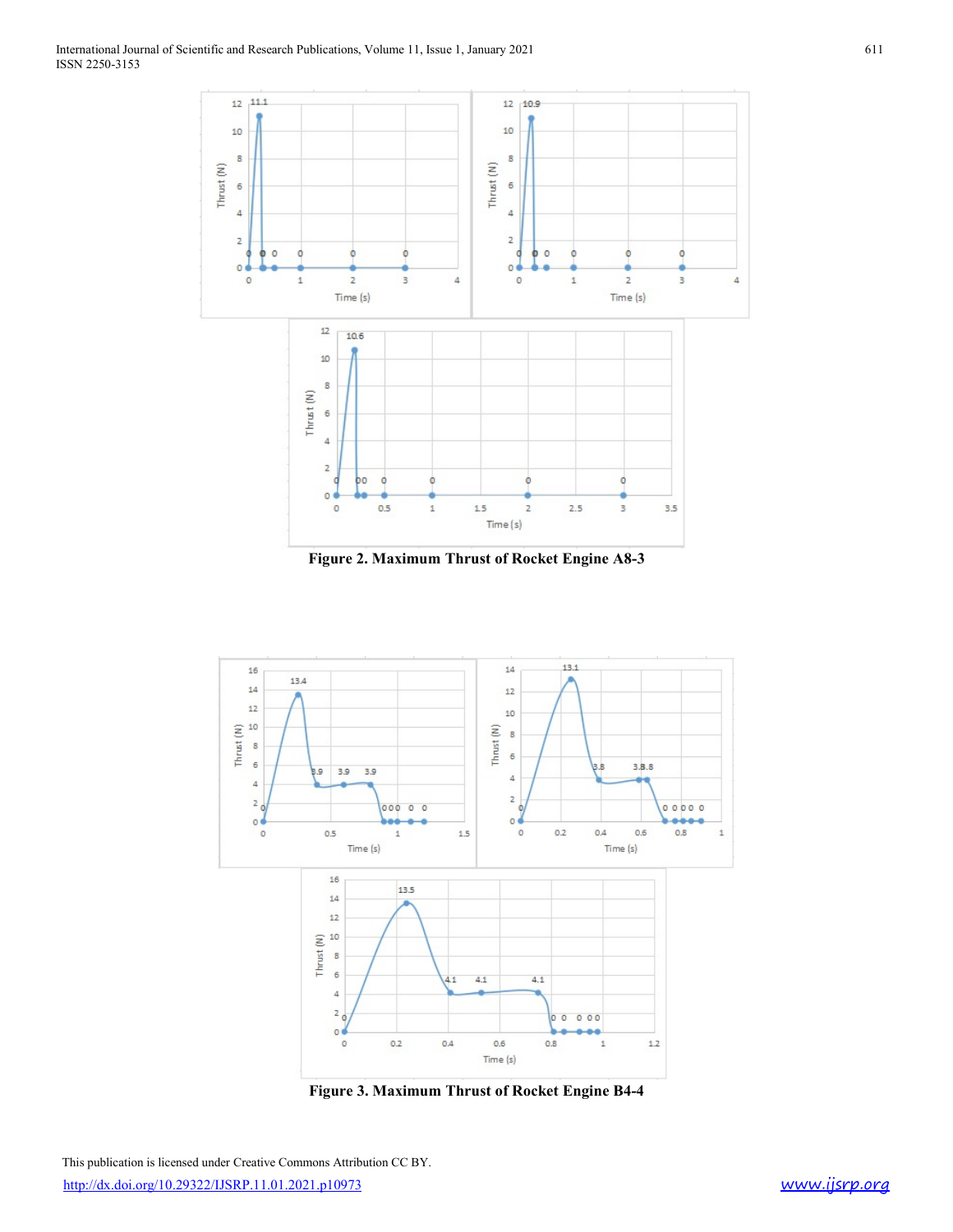Figure 2. Maximum Thrust of Rocket Engine A8-3

Figure 3. Maximum Thrust of Rocket Engine B4-4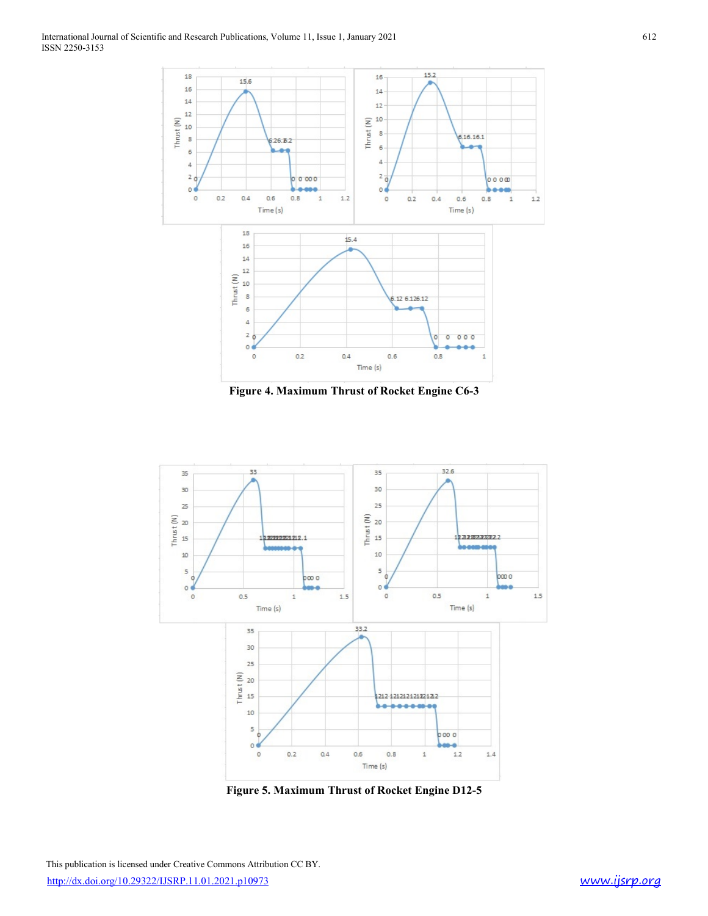**Figure 4. Maximum Thrust of Rocket Engine C6-3**

**Figure 5. Maximum Thrust of Rocket Engine D12-5**

This publication is licensed under Creative Commons Attribution CC BY.

http://dx.doi.org/10.29322/IJSRP.11.01.2021.p10973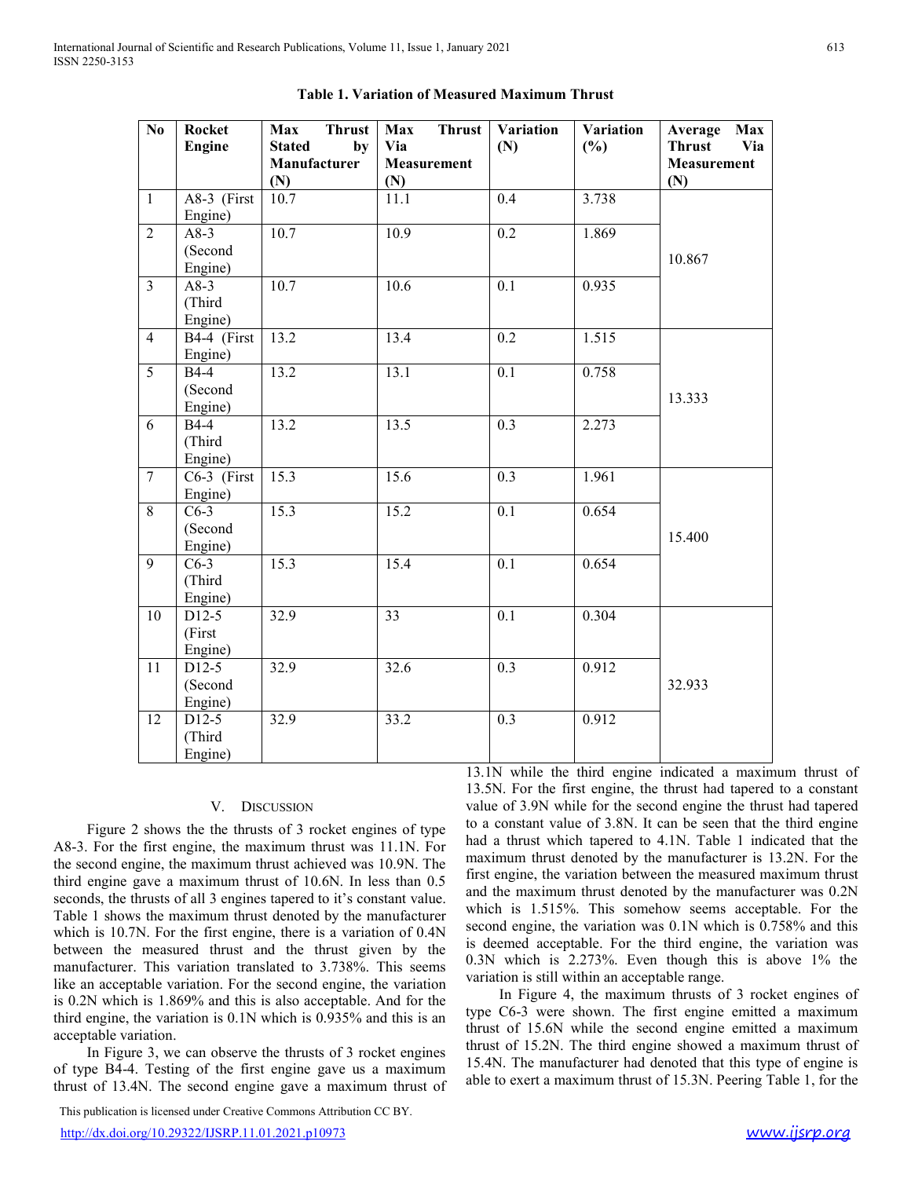**Table 1. Variation of Measured Maximum Thrust**

| No | Rocket Engine | Max Thrust Stated by Manufacturer (N) | Max Thrust Via Measurement (N) | Variation (N) | Variation (%) | Average Max Thrust Via Measurement (N) |
|---|---|---|---|---|---|---|
| 1 | A8-3 (First Engine) | 10.7 | 11.1 | 0.4 | 3.738 | 10.867 |
| 2 | A8-3 (Second Engine) | 10.7 | 10.9 | 0.2 | 1.869 | |
| 3 | A8-3 (Third Engine) | 10.7 | 10.6 | 0.1 | 0.935 | |
| 4 | B4-4 (First Engine) | 13.2 | 13.4 | 0.2 | 1.515 | 13.333 |
| 5 | B4-4 (Second Engine) | 13.2 | 13.1 | 0.1 | 0.758 | |
| 6 | B4-4 (Third Engine) | 13.2 | 13.5 | 0.3 | 2.273 | |
| 7 | C6-3 (First Engine) | 15.3 | 15.6 | 0.3 | 1.961 | 15.400 |
| 8 | C6-3 (Second Engine) | 15.3 | 15.2 | 0.1 | 0.654 | |
| 9 | C6-3 (Third Engine) | 15.3 | 15.4 | 0.1 | 0.654 | |
| 10 | D12-5 (First Engine) | 32.9 | 33 | 0.1 | 0.304 | 32.933 |
| 11 | D12-5 (Second Engine) | 32.9 | 32.6 | 0.3 | 0.912 | |
| 12 | D12-5 (Third Engine) | 32.9 | 33.2 | 0.3 | 0.912 | |

## V. Discussion

Figure 2 shows the the thrusts of 3 rocket engines of type A8-3. For the first engine, the maximum thrust was 11.1N. For the second engine, the maximum thrust achieved was 10.9N. The third engine gave a maximum thrust of 10.6N. In less than 0.5 seconds, the thrusts of all 3 engines tapered to it's constant value. Table 1 shows the maximum thrust denoted by the manufacturer which is 10.7N. For the first engine, there is a variation of 0.4N between the measured thrust and the thrust given by the manufacturer. This variation translated to 3.738%. This seems like an acceptable variation. For the second engine, the variation is 0.2N which is 1.869% and this is also acceptable. And for the third engine, the variation is 0.1N which is 0.935% and this is an acceptable variation.

In Figure 3, we can observe the thrusts of 3 rocket engines of type B4-4. Testing of the first engine gave us a maximum thrust of 13.4N. The second engine gave a maximum thrust of 13.1N while the third engine indicated a maximum thrust of 13.5N. For the first engine, the thrust had tapered to a constant value of 3.9N while for the second engine the thrust had tapered to a constant value of 3.8N. It can be seen that the third engine had a thrust which tapered to 4.1N. Table 1 indicated that the maximum thrust denoted by the manufacturer is 13.2N. For the first engine, the variation between the measured maximum thrust and the maximum thrust denoted by the manufacturer was 0.2N which is 1.515%. This somehow seems acceptable. For the second engine, the variation was 0.1N which is 0.758% and this is deemed acceptable. For the third engine, the variation was 0.3N which is 2.273%. Even though this is above 1% the variation is still within an acceptable range.

In Figure 4, the maximum thrusts of 3 rocket engines of type C6-3 were shown. The first engine emitted a maximum thrust of 15.6N while the second engine emitted a maximum thrust of 15.2N. The third engine showed a maximum thrust of 15.4N. The manufacturer had denoted that this type of engine is able to exert a maximum thrust of 15.3N. Peering Table 1, for the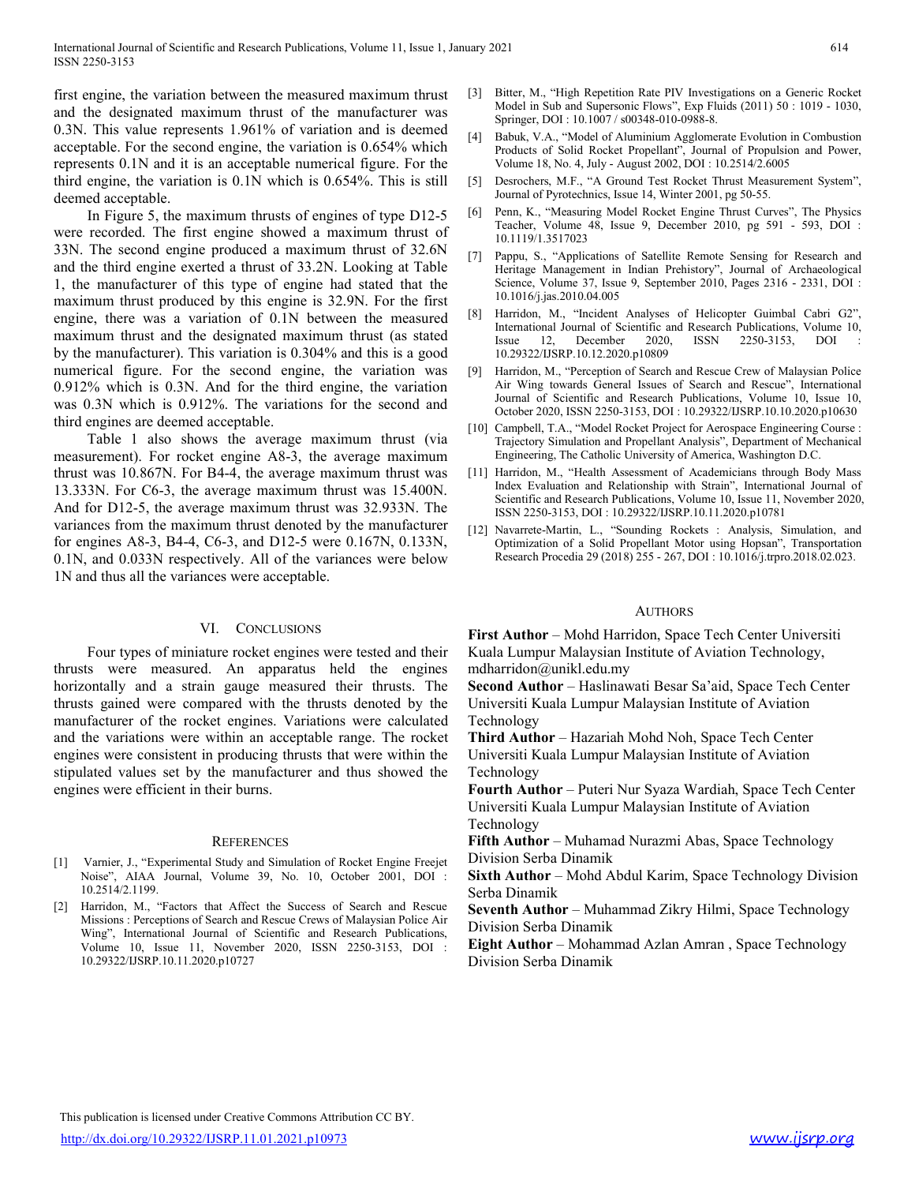first engine, the variation between the measured maximum thrust and the designated maximum thrust of the manufacturer was 0.3N. This value represents 1.961% of variation and is deemed acceptable. For the second engine, the variation is 0.654% which represents 0.1N and it is an acceptable numerical figure. For the third engine, the variation is 0.1N which is 0.654%. This is still deemed acceptable.

In Figure 5, the maximum thrusts of engines of type D12-5 were recorded. The first engine showed a maximum thrust of 33N. The second engine produced a maximum thrust of 32.6N and the third engine exerted a thrust of 33.2N. Looking at Table 1, the manufacturer of this type of engine had stated that the maximum thrust produced by this engine is 32.9N. For the first engine, there was a variation of 0.1N between the measured maximum thrust and the designated maximum thrust (as stated by the manufacturer). This variation is 0.304% and this is a good numerical figure. For the second engine, the variation was 0.912% which is 0.3N. And for the third engine, the variation was 0.3N which is 0.912%. The variations for the second and third engines are deemed acceptable.

Table 1 also shows the average maximum thrust (via measurement). For rocket engine A8-3, the average maximum thrust was 10.867N. For B4-4, the average maximum thrust was 13.333N. For C6-3, the average maximum thrust was 15.400N. And for D12-5, the average maximum thrust was 32.933N. The variances from the maximum thrust denoted by the manufacturer for engines A8-3, B4-4, C6-3, and D12-5 were 0.167N, 0.133N, 0.1N, and 0.033N respectively. All of the variances were below 1N and thus all the variances were acceptable.

## VI. Conclusions

Four types of miniature rocket engines were tested and their thrusts were measured. An apparatus held the engines horizontally and a strain gauge measured their thrusts. The thrusts gained were compared with the thrusts denoted by the manufacturer of the rocket engines. Variations were calculated and the variations were within an acceptable range. The rocket engines were consistent in producing thrusts that were within the stipulated values set by the manufacturer and thus showed the engines were efficient in their burns.

## References

[1] Varnier, J., "Experimental Study and Simulation of Rocket Engine Freejet Noise", AIAA Journal, Volume 39, No. 10, October 2001, DOI : 10.2514/2.1199.

[2] Harridon, M., "Factors that Affect the Success of Search and Rescue Missions : Perceptions of Search and Rescue Crews of Malaysian Police Air Wing", International Journal of Scientific and Research Publications, Volume 10, Issue 11, November 2020, ISSN 2250-3153, DOI : 10.29322/IJSRP.10.11.2020.p10727

[3] Bitter, M., "High Repetition Rate PIV Investigations on a Generic Rocket Model in Sub and Supersonic Flows", Exp Fluids (2011) 50 : 1019 - 1030, Springer, DOI : 10.1007 / s00348-010-0988-8.

[4] Babuk, V.A., "Model of Aluminium Agglomerate Evolution in Combustion Products of Solid Rocket Propellant", Journal of Propulsion and Power, Volume 18, No. 4, July - August 2002, DOI : 10.2514/2.6005

[5] Desrochers, M.F., "A Ground Test Rocket Thrust Measurement System", Journal of Pyrotechnics, Issue 14, Winter 2001, pg 50-55.

[6] Penn, K., "Measuring Model Rocket Engine Thrust Curves", The Physics Teacher, Volume 48, Issue 9, December 2010, pg 591 - 593, DOI : 10.1119/1.3517023

[7] Pappu, S., "Applications of Satellite Remote Sensing for Research and Heritage Management in Indian Prehistory", Journal of Archaeological Science, Volume 37, Issue 9, September 2010, Pages 2316 - 2331, DOI : 10.1016/j.jas.2010.04.005

[8] Harridon, M., "Incident Analyses of Helicopter Guimbal Cabri G2", International Journal of Scientific and Research Publications, Volume 10, Issue 12, December 2020, ISSN 2250-3153, DOI : 10.29322/IJSRP.10.12.2020.p10809

[9] Harridon, M., "Perception of Search and Rescue Crew of Malaysian Police Air Wing towards General Issues of Search and Rescue", International Journal of Scientific and Research Publications, Volume 10, Issue 10, October 2020, ISSN 2250-3153, DOI : 10.29322/IJSRP.10.10.2020.p10630

[10] Campbell, T.A., "Model Rocket Project for Aerospace Engineering Course : Trajectory Simulation and Propellant Analysis", Department of Mechanical Engineering, The Catholic University of America, Washington D.C.

[11] Harridon, M., "Health Assessment of Academicians through Body Mass Index Evaluation and Relationship with Strain", International Journal of Scientific and Research Publications, Volume 10, Issue 11, November 2020, ISSN 2250-3153, DOI : 10.29322/IJSRP.10.11.2020.p10781

[12] Navarrete-Martin, L., "Sounding Rockets : Analysis, Simulation, and Optimization of a Solid Propellant Motor using Hopsan", Transportation Research Procedia 29 (2018) 255 - 267, DOI : 10.1016/j.trpro.2018.02.023.

## Authors

**First Author** – Mohd Harridon, Space Tech Center Universiti Kuala Lumpur Malaysian Institute of Aviation Technology, mdharridon@unikl.edu.my

**Second Author** – Haslinawati Besar Sa'aid, Space Tech Center Universiti Kuala Lumpur Malaysian Institute of Aviation Technology

**Third Author** – Hazariah Mohd Noh, Space Tech Center Universiti Kuala Lumpur Malaysian Institute of Aviation Technology

**Fourth Author** – Puteri Nur Syaza Wardiah, Space Tech Center Universiti Kuala Lumpur Malaysian Institute of Aviation Technology

**Fifth Author** – Muhamad Nurazmi Abas, Space Technology Division Serba Dinamik

**Sixth Author** – Mohd Abdul Karim, Space Technology Division Serba Dinamik

**Seventh Author** – Muhammad Zikry Hilmi, Space Technology Division Serba Dinamik

**Eight Author** – Mohammad Azlan Amran , Space Technology Division Serba Dinamik